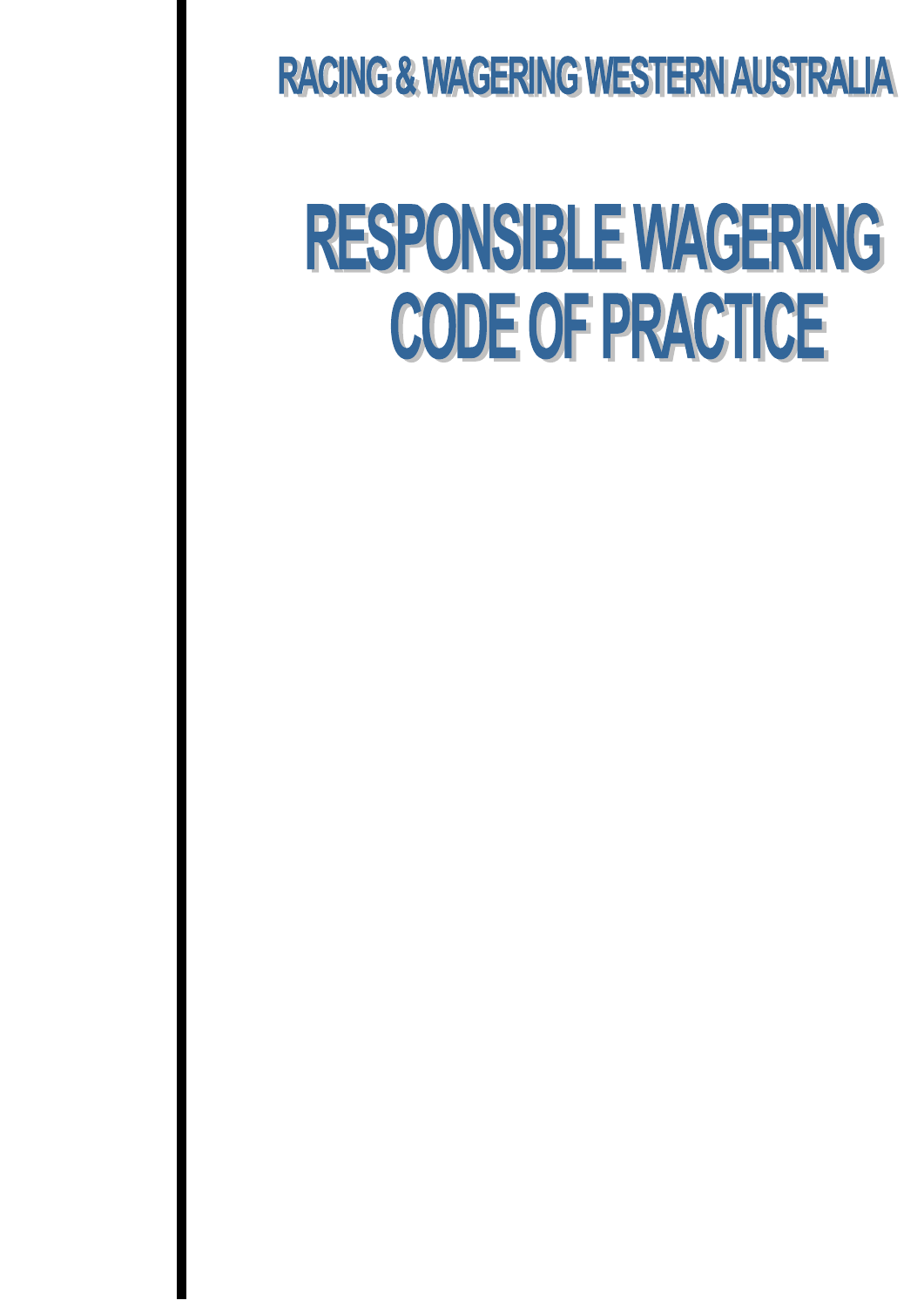RACING & WAGERING WESTERN AUSTRALIA

# RESPONSIBLE WAGERING CODE OF PRACTICE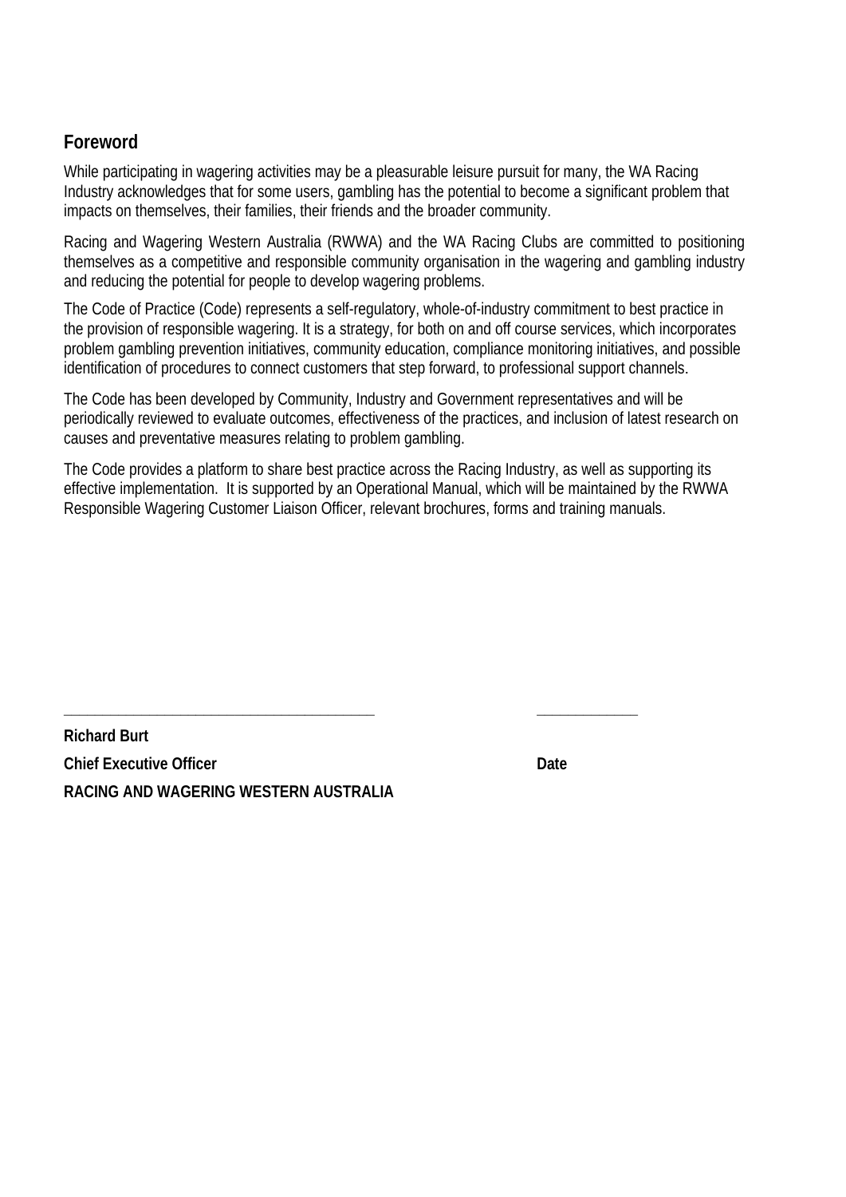## Foreword

While participating in wagering activities may be a pleasurable leisure pursuit for many, the WA Racing Industry acknowledges that for some users, gambling has the potential to become a significant problem that impacts on themselves, their families, their friends and the broader community.

Racing and Wagering Western Australia (RWWA) and the WA Racing Clubs are committed to positioning themselves as a competitive and responsible community organisation in the wagering and gambling industry and reducing the potential for people to develop wagering problems.

The Code of Practice (Code) represents a self-regulatory, whole-of-industry commitment to best practice in the provision of responsible wagering. It is a strategy, for both on and off course services, which incorporates problem gambling prevention initiatives, community education, compliance monitoring initiatives, and possible identification of procedures to connect customers that step forward, to professional support channels.

The Code has been developed by Community, Industry and Government representatives and will be periodically reviewed to evaluate outcomes, effectiveness of the practices, and inclusion of latest research on causes and preventative measures relating to problem gambling.

The Code provides a platform to share best practice across the Racing Industry, as well as supporting its effective implementation. It is supported by an Operational Manual, which will be maintained by the RWWA Responsible Wagering Customer Liaison Officer, relevant brochures, forms and training manuals.

_________________________________________ ______________

**Richard Burt**

**Chief Executive Officer** **Date**

**RACING AND WAGERING WESTERN AUSTRALIA**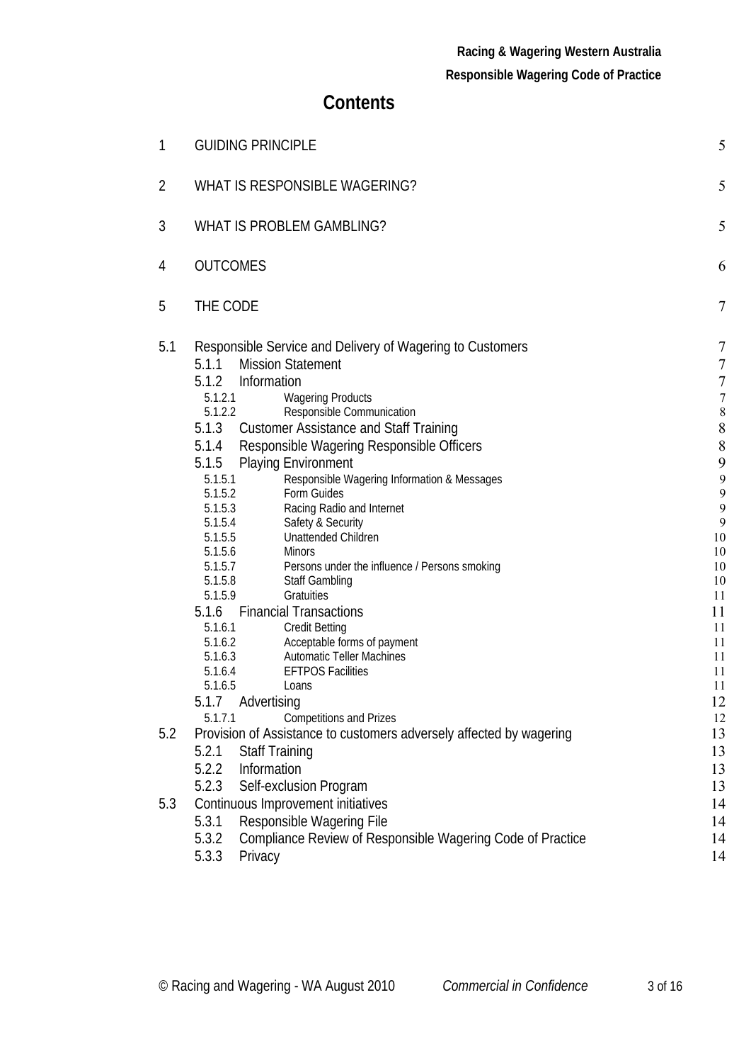# Contents

| | | |
|---|---|---|
| 1 | GUIDING PRINCIPLE | 5 |
| 2 | WHAT IS RESPONSIBLE WAGERING? | 5 |
| 3 | WHAT IS PROBLEM GAMBLING? | 5 |
| 4 | OUTCOMES | 6 |
| 5 | THE CODE | 7 |
| 5.1 | Responsible Service and Delivery of Wagering to Customers | 7 |
| 5.1.1 | Mission Statement | 7 |
| 5.1.2 | Information | 7 |
| 5.1.2.1 | Wagering Products | 7 |
| 5.1.2.2 | Responsible Communication | 8 |
| 5.1.3 | Customer Assistance and Staff Training | 8 |
| 5.1.4 | Responsible Wagering Responsible Officers | 8 |
| 5.1.5 | Playing Environment | 9 |
| 5.1.5.1 | Responsible Wagering Information & Messages | 9 |
| 5.1.5.2 | Form Guides | 9 |
| 5.1.5.3 | Racing Radio and Internet | 9 |
| 5.1.5.4 | Safety & Security | 9 |
| 5.1.5.5 | Unattended Children | 10 |
| 5.1.5.6 | Minors | 10 |
| 5.1.5.7 | Persons under the influence / Persons smoking | 10 |
| 5.1.5.8 | Staff Gambling | 10 |
| 5.1.5.9 | Gratuities | 11 |
| 5.1.6 | Financial Transactions | 11 |
| 5.1.6.1 | Credit Betting | 11 |
| 5.1.6.2 | Acceptable forms of payment | 11 |
| 5.1.6.3 | Automatic Teller Machines | 11 |
| 5.1.6.4 | EFTPOS Facilities | 11 |
| 5.1.6.5 | Loans | 11 |
| 5.1.7 | Advertising | 12 |
| 5.1.7.1 | Competitions and Prizes | 12 |
| 5.2 | Provision of Assistance to customers adversely affected by wagering | 13 |
| 5.2.1 | Staff Training | 13 |
| 5.2.2 | Information | 13 |
| 5.2.3 | Self-exclusion Program | 13 |
| 5.3 | Continuous Improvement initiatives | 14 |
| 5.3.1 | Responsible Wagering File | 14 |
| 5.3.2 | Compliance Review of Responsible Wagering Code of Practice | 14 |
| 5.3.3 | Privacy | 14 |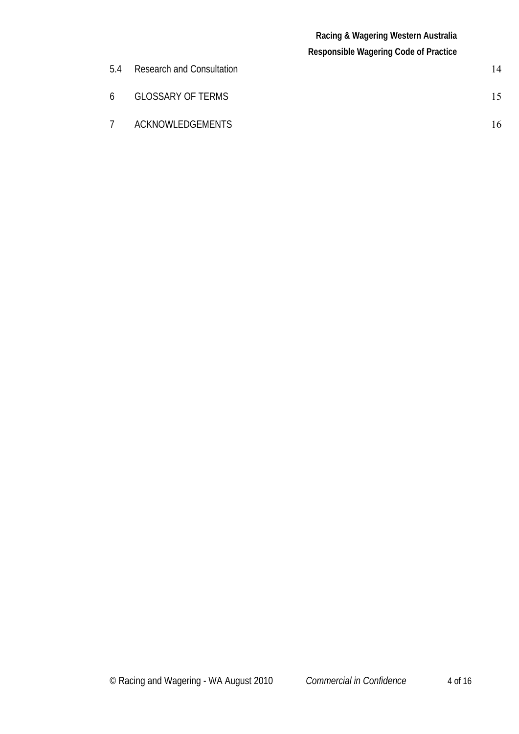| | | |
|---|---|---|
| 5.4 | Research and Consultation | 14 |
| 6 | GLOSSARY OF TERMS | 15 |
| 7 | ACKNOWLEDGEMENTS | 16 |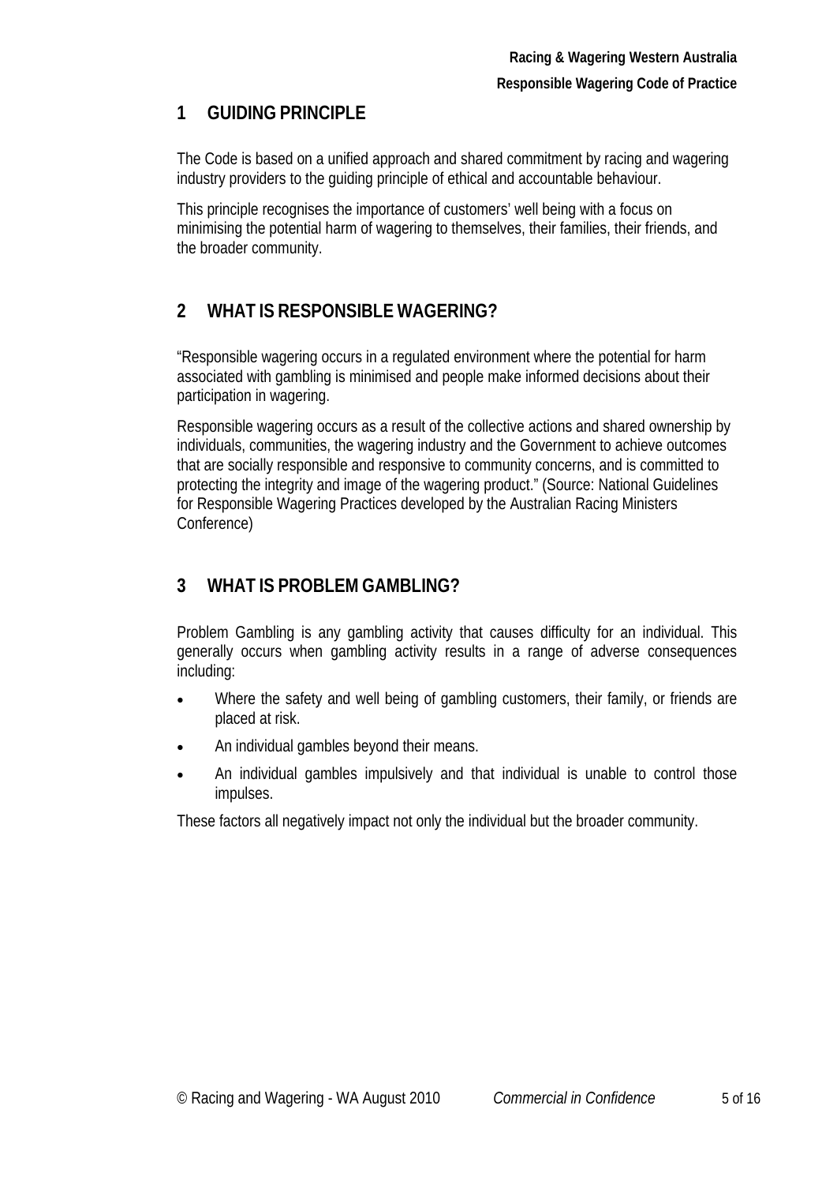## 1 GUIDING PRINCIPLE

The Code is based on a unified approach and shared commitment by racing and wagering industry providers to the guiding principle of ethical and accountable behaviour.

This principle recognises the importance of customers' well being with a focus on minimising the potential harm of wagering to themselves, their families, their friends, and the broader community.

## 2 WHAT IS RESPONSIBLE WAGERING?

"Responsible wagering occurs in a regulated environment where the potential for harm associated with gambling is minimised and people make informed decisions about their participation in wagering.

Responsible wagering occurs as a result of the collective actions and shared ownership by individuals, communities, the wagering industry and the Government to achieve outcomes that are socially responsible and responsive to community concerns, and is committed to protecting the integrity and image of the wagering product." (Source: National Guidelines for Responsible Wagering Practices developed by the Australian Racing Ministers Conference)

## 3 WHAT IS PROBLEM GAMBLING?

Problem Gambling is any gambling activity that causes difficulty for an individual. This generally occurs when gambling activity results in a range of adverse consequences including:

- Where the safety and well being of gambling customers, their family, or friends are placed at risk.
- An individual gambles beyond their means.
- An individual gambles impulsively and that individual is unable to control those impulses.

These factors all negatively impact not only the individual but the broader community.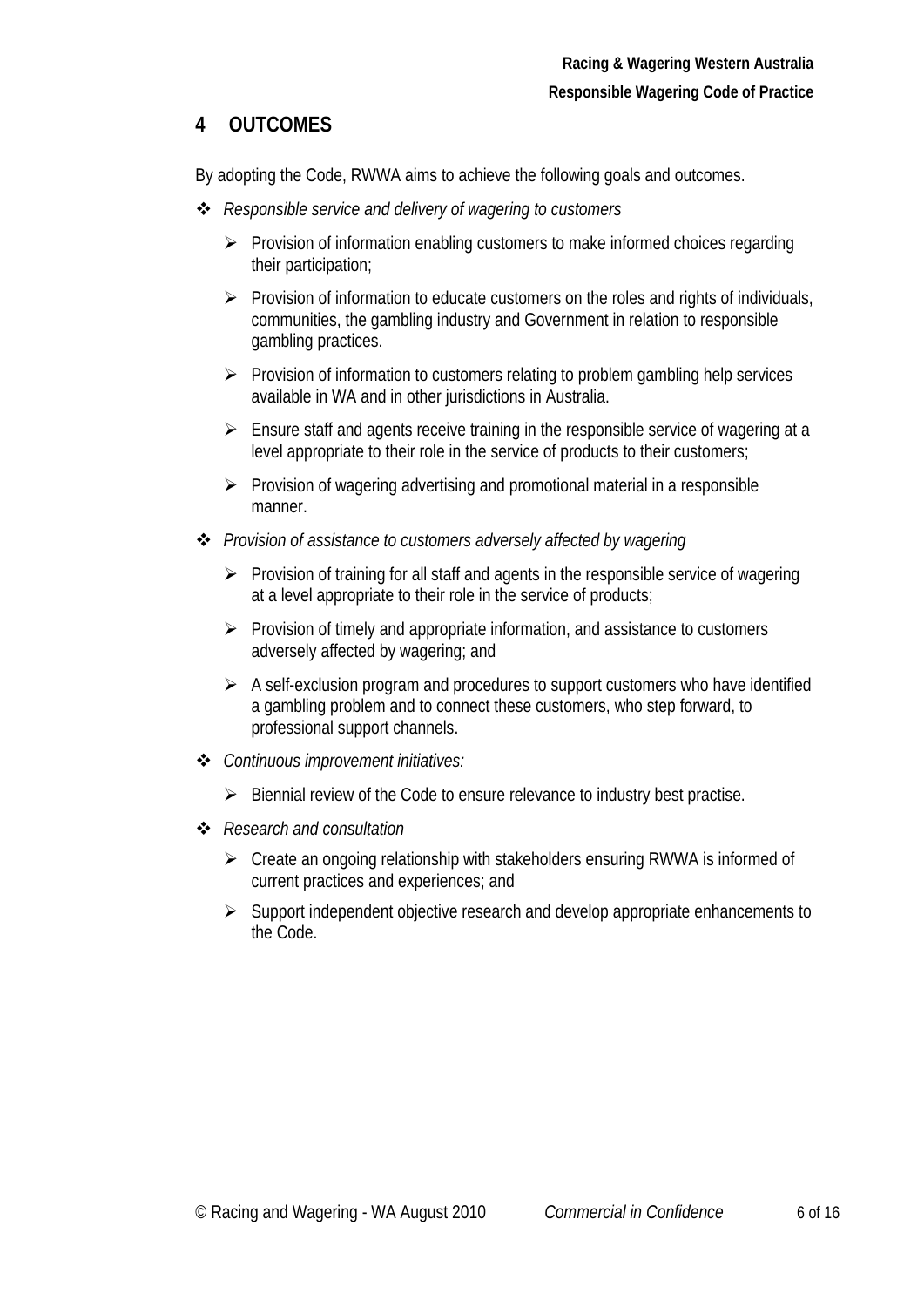## 4 OUTCOMES

By adopting the Code, RWWA aims to achieve the following goals and outcomes.

- *Responsible service and delivery of wagering to customers*
  - Provision of information enabling customers to make informed choices regarding their participation;
  - Provision of information to educate customers on the roles and rights of individuals, communities, the gambling industry and Government in relation to responsible gambling practices.
  - Provision of information to customers relating to problem gambling help services available in WA and in other jurisdictions in Australia.
  - Ensure staff and agents receive training in the responsible service of wagering at a level appropriate to their role in the service of products to their customers;
  - Provision of wagering advertising and promotional material in a responsible manner.
- *Provision of assistance to customers adversely affected by wagering*
  - Provision of training for all staff and agents in the responsible service of wagering at a level appropriate to their role in the service of products;
  - Provision of timely and appropriate information, and assistance to customers adversely affected by wagering; and
  - A self-exclusion program and procedures to support customers who have identified a gambling problem and to connect these customers, who step forward, to professional support channels.
- *Continuous improvement initiatives:*
  - Biennial review of the Code to ensure relevance to industry best practise.
- *Research and consultation*
  - Create an ongoing relationship with stakeholders ensuring RWWA is informed of current practices and experiences; and
  - Support independent objective research and develop appropriate enhancements to the Code.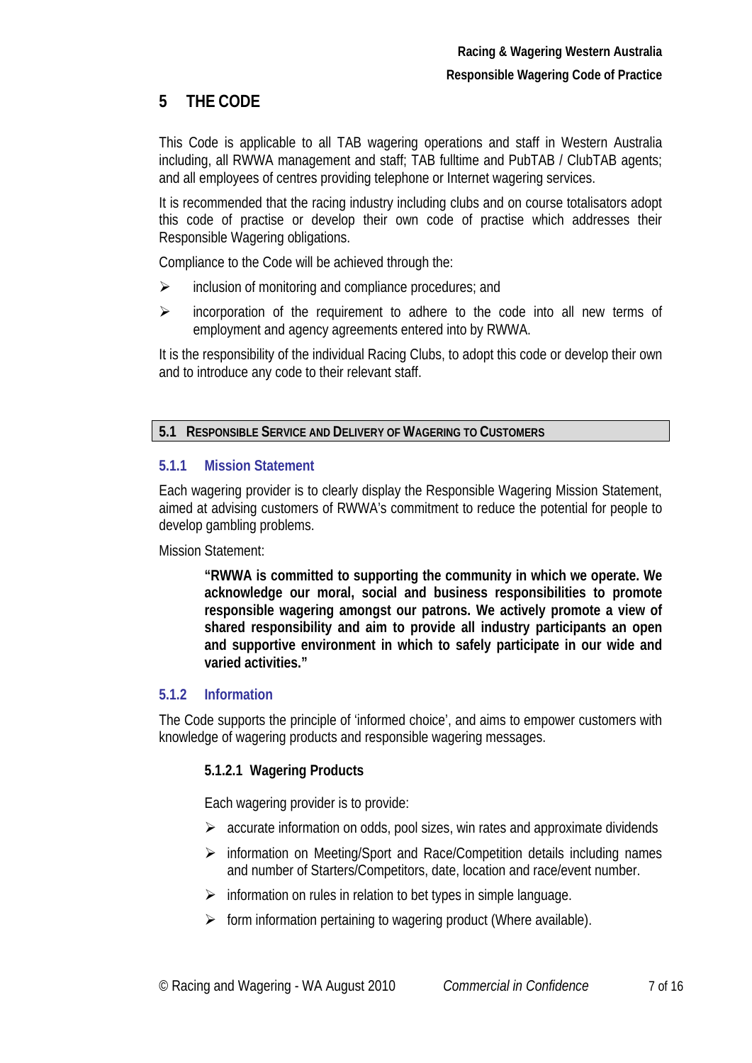## 5 THE CODE

This Code is applicable to all TAB wagering operations and staff in Western Australia including, all RWWA management and staff; TAB fulltime and PubTAB / ClubTAB agents; and all employees of centres providing telephone or Internet wagering services.

It is recommended that the racing industry including clubs and on course totalisators adopt this code of practise or develop their own code of practise which addresses their Responsible Wagering obligations.

Compliance to the Code will be achieved through the:

- inclusion of monitoring and compliance procedures; and
- incorporation of the requirement to adhere to the code into all new terms of employment and agency agreements entered into by RWWA.

It is the responsibility of the individual Racing Clubs, to adopt this code or develop their own and to introduce any code to their relevant staff.

### 5.1 RESPONSIBLE SERVICE AND DELIVERY OF WAGERING TO CUSTOMERS

#### 5.1.1 Mission Statement

Each wagering provider is to clearly display the Responsible Wagering Mission Statement, aimed at advising customers of RWWA's commitment to reduce the potential for people to develop gambling problems.

Mission Statement:

> **"RWWA is committed to supporting the community in which we operate. We acknowledge our moral, social and business responsibilities to promote responsible wagering amongst our patrons. We actively promote a view of shared responsibility and aim to provide all industry participants an open and supportive environment in which to safely participate in our wide and varied activities."**

#### 5.1.2 Information

The Code supports the principle of 'informed choice', and aims to empower customers with knowledge of wagering products and responsible wagering messages.

##### 5.1.2.1 Wagering Products

Each wagering provider is to provide:

- accurate information on odds, pool sizes, win rates and approximate dividends
- information on Meeting/Sport and Race/Competition details including names and number of Starters/Competitors, date, location and race/event number.
- information on rules in relation to bet types in simple language.
- form information pertaining to wagering product (Where available).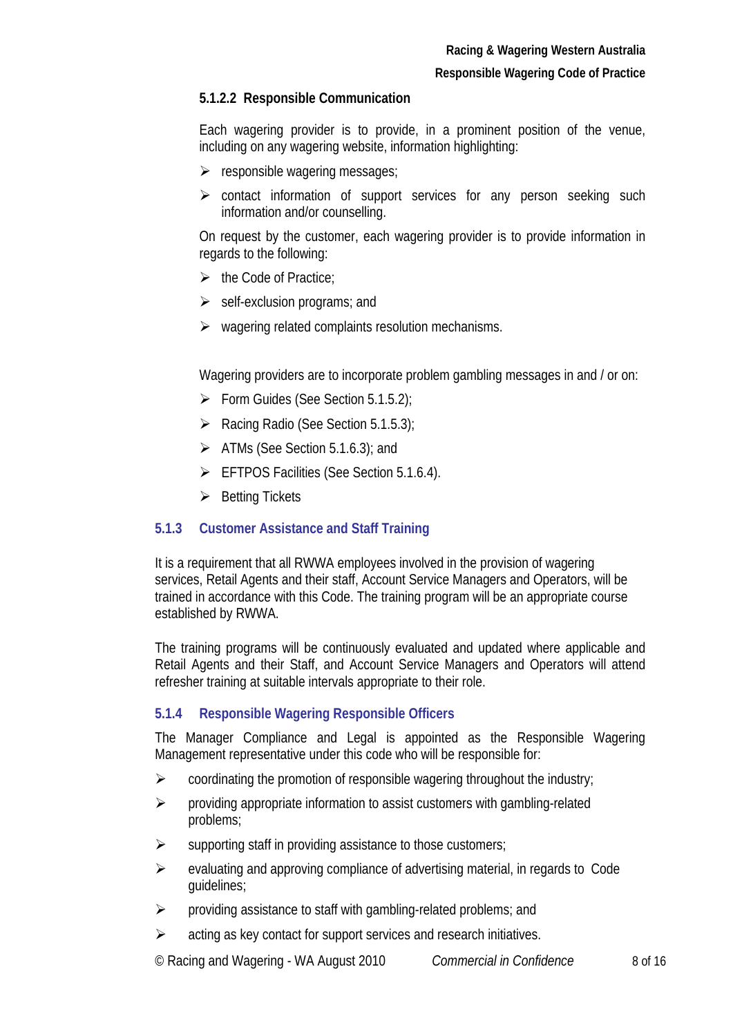#### 5.1.2.2 Responsible Communication

Each wagering provider is to provide, in a prominent position of the venue, including on any wagering website, information highlighting:

- responsible wagering messages;
- contact information of support services for any person seeking such information and/or counselling.

On request by the customer, each wagering provider is to provide information in regards to the following:

- the Code of Practice;
- self-exclusion programs; and
- wagering related complaints resolution mechanisms.

Wagering providers are to incorporate problem gambling messages in and / or on:

- Form Guides (See Section 5.1.5.2);
- Racing Radio (See Section 5.1.5.3);
- ATMs (See Section 5.1.6.3); and
- EFTPOS Facilities (See Section 5.1.6.4).
- Betting Tickets

### 5.1.3 Customer Assistance and Staff Training

It is a requirement that all RWWA employees involved in the provision of wagering services, Retail Agents and their staff, Account Service Managers and Operators, will be trained in accordance with this Code. The training program will be an appropriate course established by RWWA.

The training programs will be continuously evaluated and updated where applicable and Retail Agents and their Staff, and Account Service Managers and Operators will attend refresher training at suitable intervals appropriate to their role.

### 5.1.4 Responsible Wagering Responsible Officers

The Manager Compliance and Legal is appointed as the Responsible Wagering Management representative under this code who will be responsible for:

- coordinating the promotion of responsible wagering throughout the industry;
- providing appropriate information to assist customers with gambling-related problems;
- supporting staff in providing assistance to those customers;
- evaluating and approving compliance of advertising material, in regards to Code guidelines;
- providing assistance to staff with gambling-related problems; and
- acting as key contact for support services and research initiatives.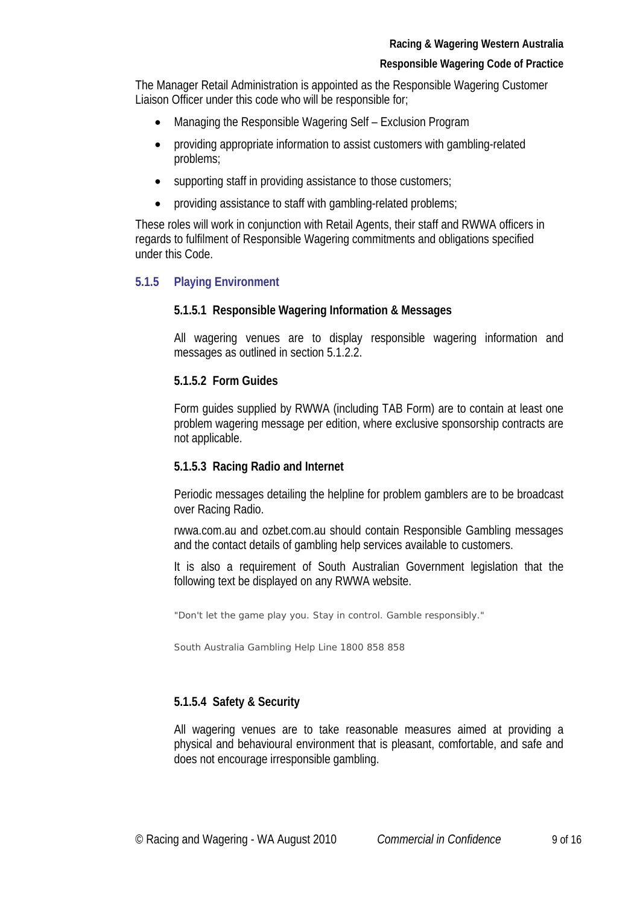The Manager Retail Administration is appointed as the Responsible Wagering Customer Liaison Officer under this code who will be responsible for;

- Managing the Responsible Wagering Self – Exclusion Program
- providing appropriate information to assist customers with gambling-related problems;
- supporting staff in providing assistance to those customers;
- providing assistance to staff with gambling-related problems;

These roles will work in conjunction with Retail Agents, their staff and RWWA officers in regards to fulfilment of Responsible Wagering commitments and obligations specified under this Code.

### 5.1.5 Playing Environment

#### 5.1.5.1 Responsible Wagering Information & Messages

All wagering venues are to display responsible wagering information and messages as outlined in section 5.1.2.2.

#### 5.1.5.2 Form Guides

Form guides supplied by RWWA (including TAB Form) are to contain at least one problem wagering message per edition, where exclusive sponsorship contracts are not applicable.

#### 5.1.5.3 Racing Radio and Internet

Periodic messages detailing the helpline for problem gamblers are to be broadcast over Racing Radio.

rwwa.com.au and ozbet.com.au should contain Responsible Gambling messages and the contact details of gambling help services available to customers.

It is also a requirement of South Australian Government legislation that the following text be displayed on any RWWA website.

"Don't let the game play you. Stay in control. Gamble responsibly."

South Australia Gambling Help Line 1800 858 858

#### 5.1.5.4 Safety & Security

All wagering venues are to take reasonable measures aimed at providing a physical and behavioural environment that is pleasant, comfortable, and safe and does not encourage irresponsible gambling.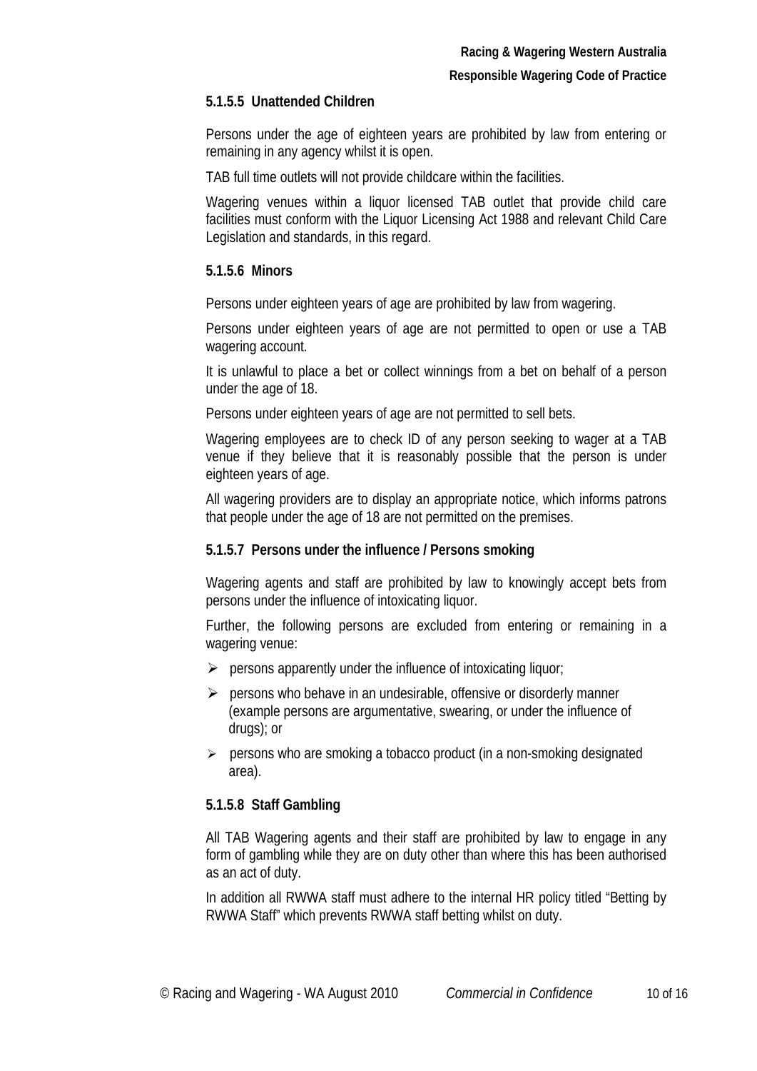#### 5.1.5.5 Unattended Children

Persons under the age of eighteen years are prohibited by law from entering or remaining in any agency whilst it is open.

TAB full time outlets will not provide childcare within the facilities.

Wagering venues within a liquor licensed TAB outlet that provide child care facilities must conform with the Liquor Licensing Act 1988 and relevant Child Care Legislation and standards, in this regard.

#### 5.1.5.6 Minors

Persons under eighteen years of age are prohibited by law from wagering.

Persons under eighteen years of age are not permitted to open or use a TAB wagering account.

It is unlawful to place a bet or collect winnings from a bet on behalf of a person under the age of 18.

Persons under eighteen years of age are not permitted to sell bets.

Wagering employees are to check ID of any person seeking to wager at a TAB venue if they believe that it is reasonably possible that the person is under eighteen years of age.

All wagering providers are to display an appropriate notice, which informs patrons that people under the age of 18 are not permitted on the premises.

#### 5.1.5.7 Persons under the influence / Persons smoking

Wagering agents and staff are prohibited by law to knowingly accept bets from persons under the influence of intoxicating liquor.

Further, the following persons are excluded from entering or remaining in a wagering venue:

- persons apparently under the influence of intoxicating liquor;
- persons who behave in an undesirable, offensive or disorderly manner (example persons are argumentative, swearing, or under the influence of drugs); or
- persons who are smoking a tobacco product (in a non-smoking designated area).

#### 5.1.5.8 Staff Gambling

All TAB Wagering agents and their staff are prohibited by law to engage in any form of gambling while they are on duty other than where this has been authorised as an act of duty.

In addition all RWWA staff must adhere to the internal HR policy titled "Betting by RWWA Staff" which prevents RWWA staff betting whilst on duty.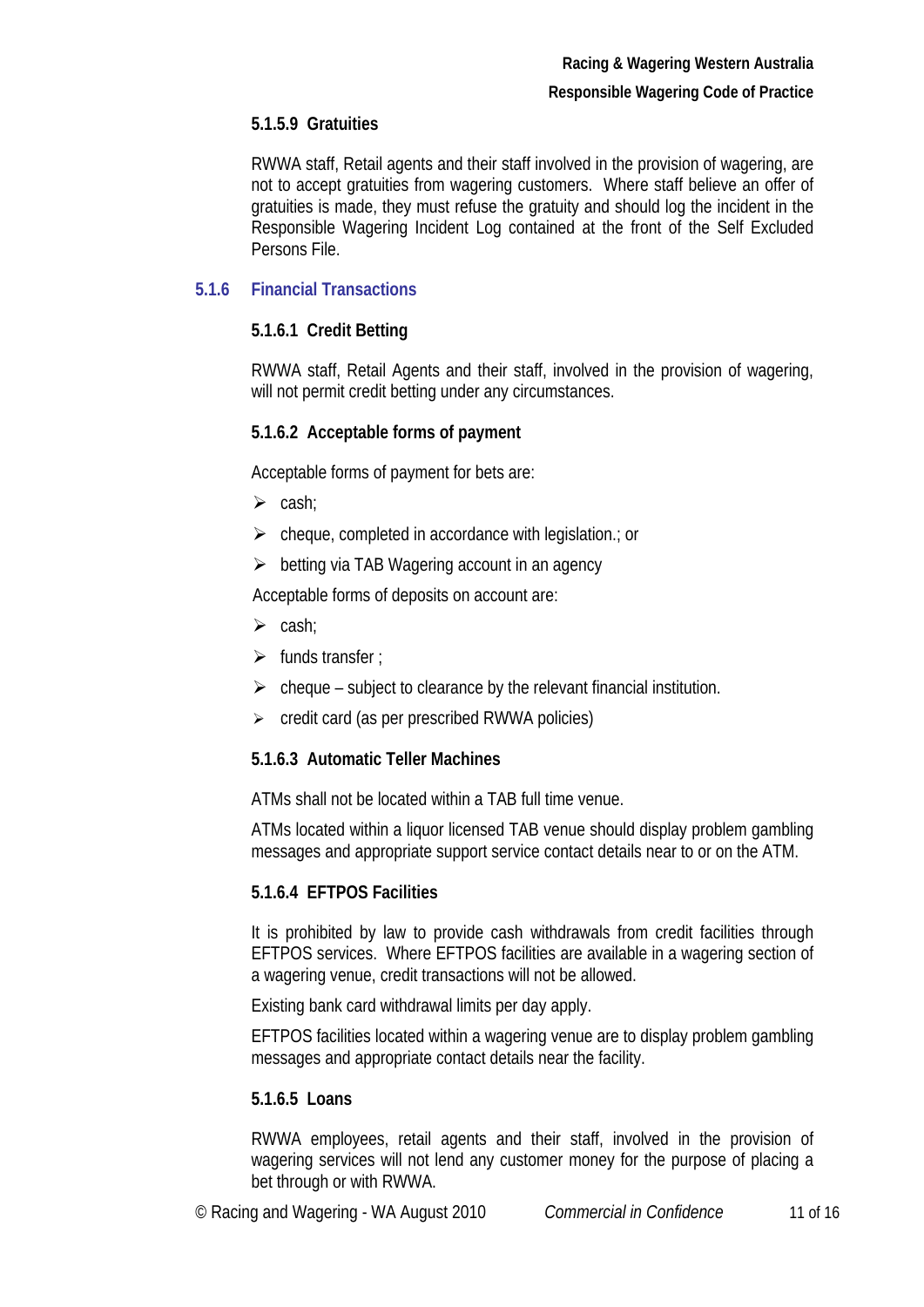#### 5.1.5.9 Gratuities

RWWA staff, Retail agents and their staff involved in the provision of wagering, are not to accept gratuities from wagering customers. Where staff believe an offer of gratuities is made, they must refuse the gratuity and should log the incident in the Responsible Wagering Incident Log contained at the front of the Self Excluded Persons File.

### 5.1.6 Financial Transactions

#### 5.1.6.1 Credit Betting

RWWA staff, Retail Agents and their staff, involved in the provision of wagering, will not permit credit betting under any circumstances.

#### 5.1.6.2 Acceptable forms of payment

Acceptable forms of payment for bets are:

- cash;
- cheque, completed in accordance with legislation.; or
- betting via TAB Wagering account in an agency

Acceptable forms of deposits on account are:

- cash;
- funds transfer ;
- cheque – subject to clearance by the relevant financial institution.
- credit card (as per prescribed RWWA policies)

#### 5.1.6.3 Automatic Teller Machines

ATMs shall not be located within a TAB full time venue.

ATMs located within a liquor licensed TAB venue should display problem gambling messages and appropriate support service contact details near to or on the ATM.

#### 5.1.6.4 EFTPOS Facilities

It is prohibited by law to provide cash withdrawals from credit facilities through EFTPOS services. Where EFTPOS facilities are available in a wagering section of a wagering venue, credit transactions will not be allowed.

Existing bank card withdrawal limits per day apply.

EFTPOS facilities located within a wagering venue are to display problem gambling messages and appropriate contact details near the facility.

#### 5.1.6.5 Loans

RWWA employees, retail agents and their staff, involved in the provision of wagering services will not lend any customer money for the purpose of placing a bet through or with RWWA.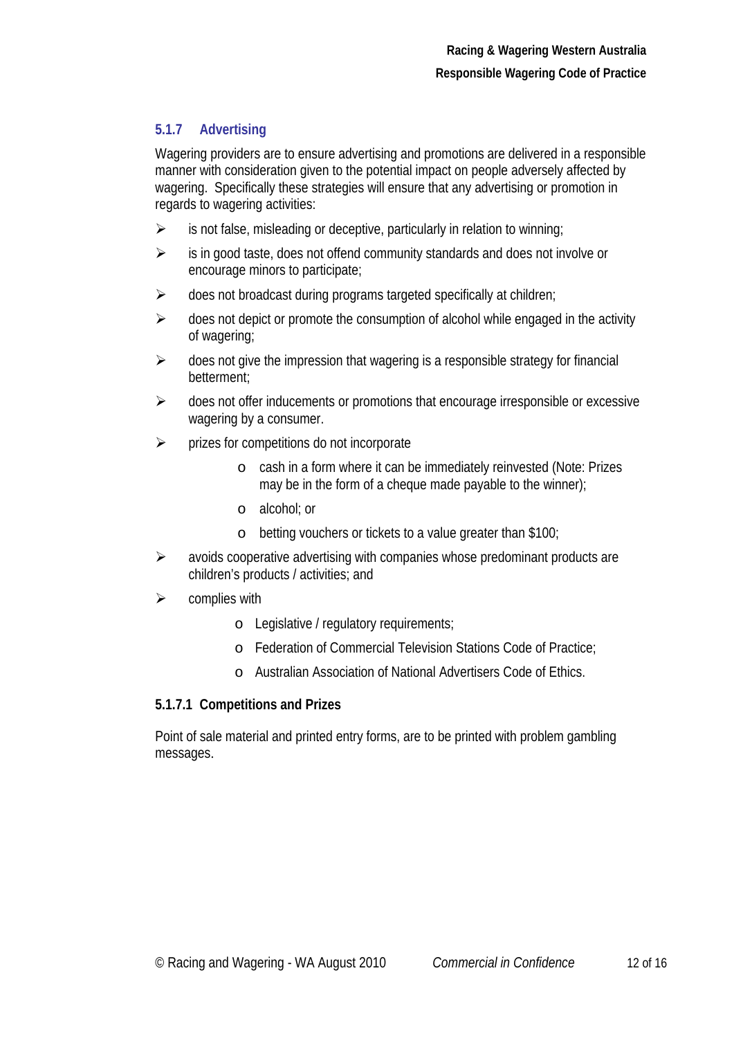### 5.1.7 Advertising

Wagering providers are to ensure advertising and promotions are delivered in a responsible manner with consideration given to the potential impact on people adversely affected by wagering. Specifically these strategies will ensure that any advertising or promotion in regards to wagering activities:

- is not false, misleading or deceptive, particularly in relation to winning;
- is in good taste, does not offend community standards and does not involve or encourage minors to participate;
- does not broadcast during programs targeted specifically at children;
- does not depict or promote the consumption of alcohol while engaged in the activity of wagering;
- does not give the impression that wagering is a responsible strategy for financial betterment;
- does not offer inducements or promotions that encourage irresponsible or excessive wagering by a consumer.
- prizes for competitions do not incorporate
  - cash in a form where it can be immediately reinvested (Note: Prizes may be in the form of a cheque made payable to the winner);
  - alcohol; or
  - betting vouchers or tickets to a value greater than $100;
- avoids cooperative advertising with companies whose predominant products are children's products / activities; and
- complies with
  - Legislative / regulatory requirements;
  - Federation of Commercial Television Stations Code of Practice;
  - Australian Association of National Advertisers Code of Ethics.

#### 5.1.7.1 Competitions and Prizes

Point of sale material and printed entry forms, are to be printed with problem gambling messages.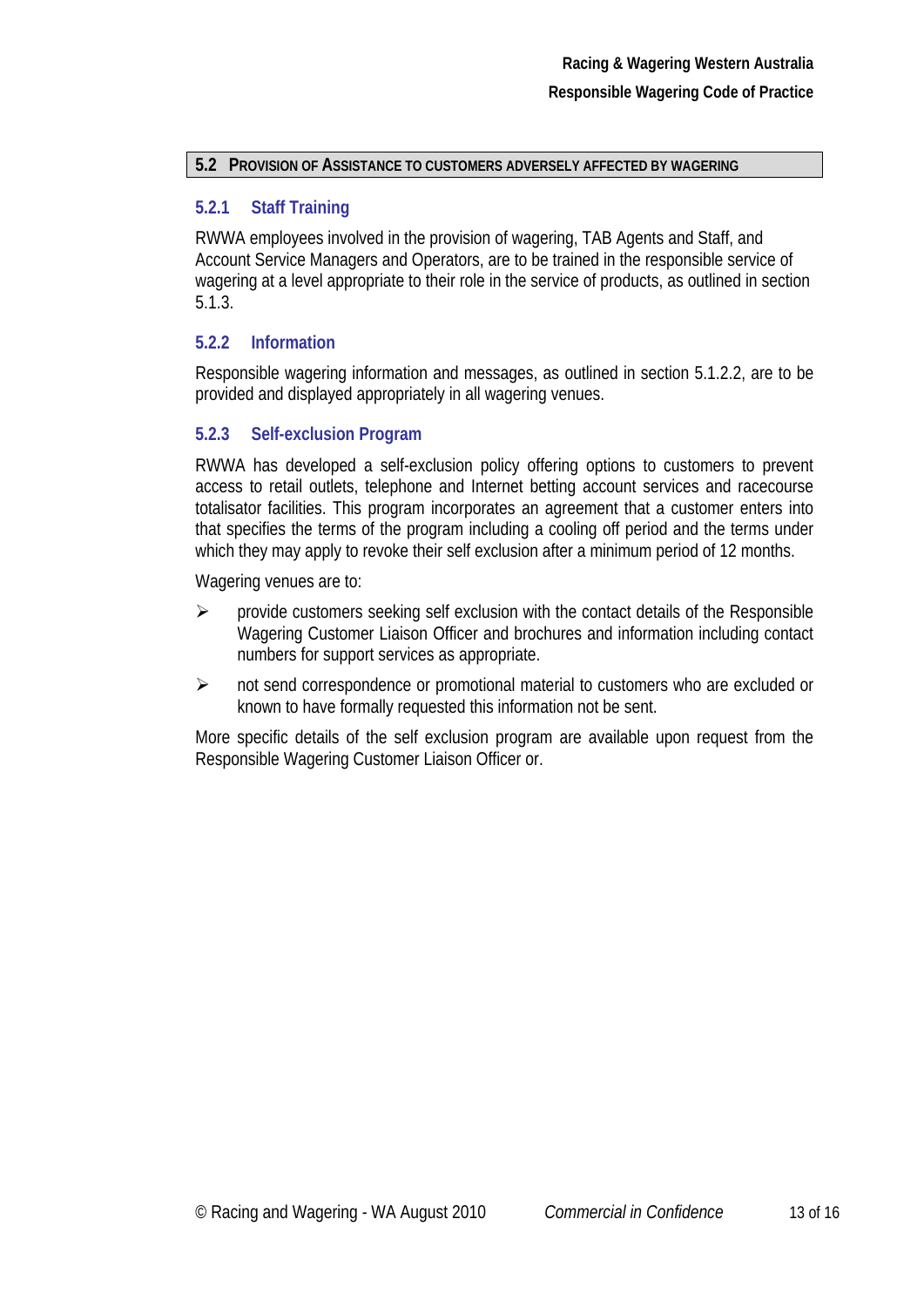## 5.2 Provision of Assistance to Customers Adversely Affected by Wagering

### 5.2.1 Staff Training

RWWA employees involved in the provision of wagering, TAB Agents and Staff, and Account Service Managers and Operators, are to be trained in the responsible service of wagering at a level appropriate to their role in the service of products, as outlined in section 5.1.3.

### 5.2.2 Information

Responsible wagering information and messages, as outlined in section 5.1.2.2, are to be provided and displayed appropriately in all wagering venues.

### 5.2.3 Self-exclusion Program

RWWA has developed a self-exclusion policy offering options to customers to prevent access to retail outlets, telephone and Internet betting account services and racecourse totalisator facilities. This program incorporates an agreement that a customer enters into that specifies the terms of the program including a cooling off period and the terms under which they may apply to revoke their self exclusion after a minimum period of 12 months.

Wagering venues are to:

- provide customers seeking self exclusion with the contact details of the Responsible Wagering Customer Liaison Officer and brochures and information including contact numbers for support services as appropriate.
- not send correspondence or promotional material to customers who are excluded or known to have formally requested this information not be sent.

More specific details of the self exclusion program are available upon request from the Responsible Wagering Customer Liaison Officer or.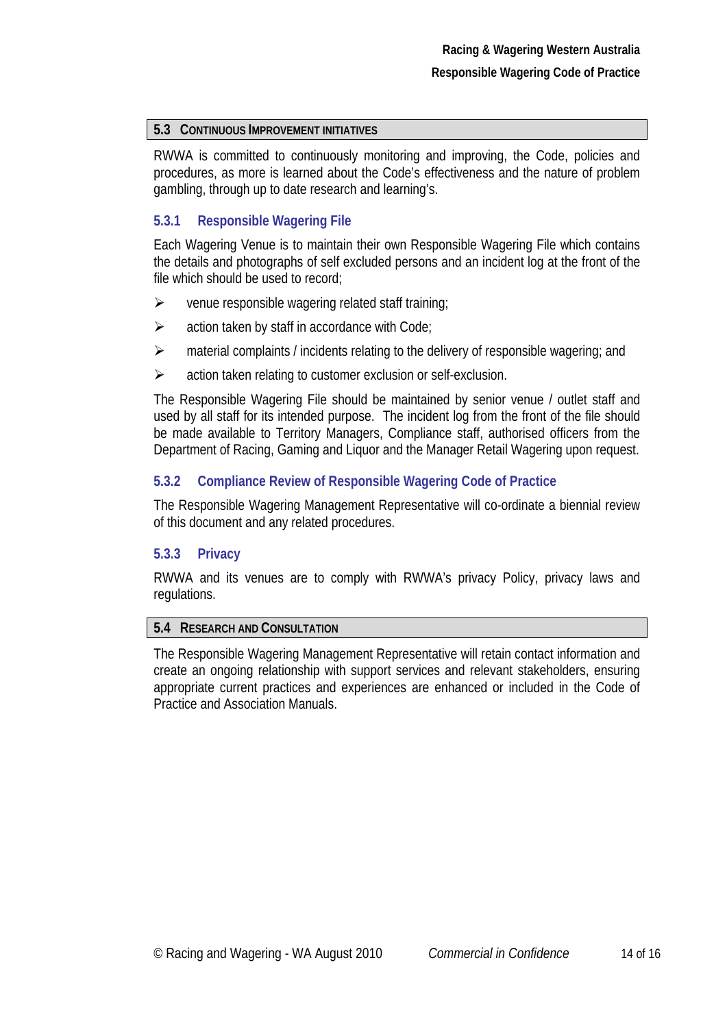## 5.3 Continuous Improvement Initiatives

RWWA is committed to continuously monitoring and improving, the Code, policies and procedures, as more is learned about the Code's effectiveness and the nature of problem gambling, through up to date research and learning's.

### 5.3.1 Responsible Wagering File

Each Wagering Venue is to maintain their own Responsible Wagering File which contains the details and photographs of self excluded persons and an incident log at the front of the file which should be used to record;

- venue responsible wagering related staff training;
- action taken by staff in accordance with Code;
- material complaints / incidents relating to the delivery of responsible wagering; and
- action taken relating to customer exclusion or self-exclusion.

The Responsible Wagering File should be maintained by senior venue / outlet staff and used by all staff for its intended purpose. The incident log from the front of the file should be made available to Territory Managers, Compliance staff, authorised officers from the Department of Racing, Gaming and Liquor and the Manager Retail Wagering upon request.

### 5.3.2 Compliance Review of Responsible Wagering Code of Practice

The Responsible Wagering Management Representative will co-ordinate a biennial review of this document and any related procedures.

### 5.3.3 Privacy

RWWA and its venues are to comply with RWWA's privacy Policy, privacy laws and regulations.

## 5.4 Research and Consultation

The Responsible Wagering Management Representative will retain contact information and create an ongoing relationship with support services and relevant stakeholders, ensuring appropriate current practices and experiences are enhanced or included in the Code of Practice and Association Manuals.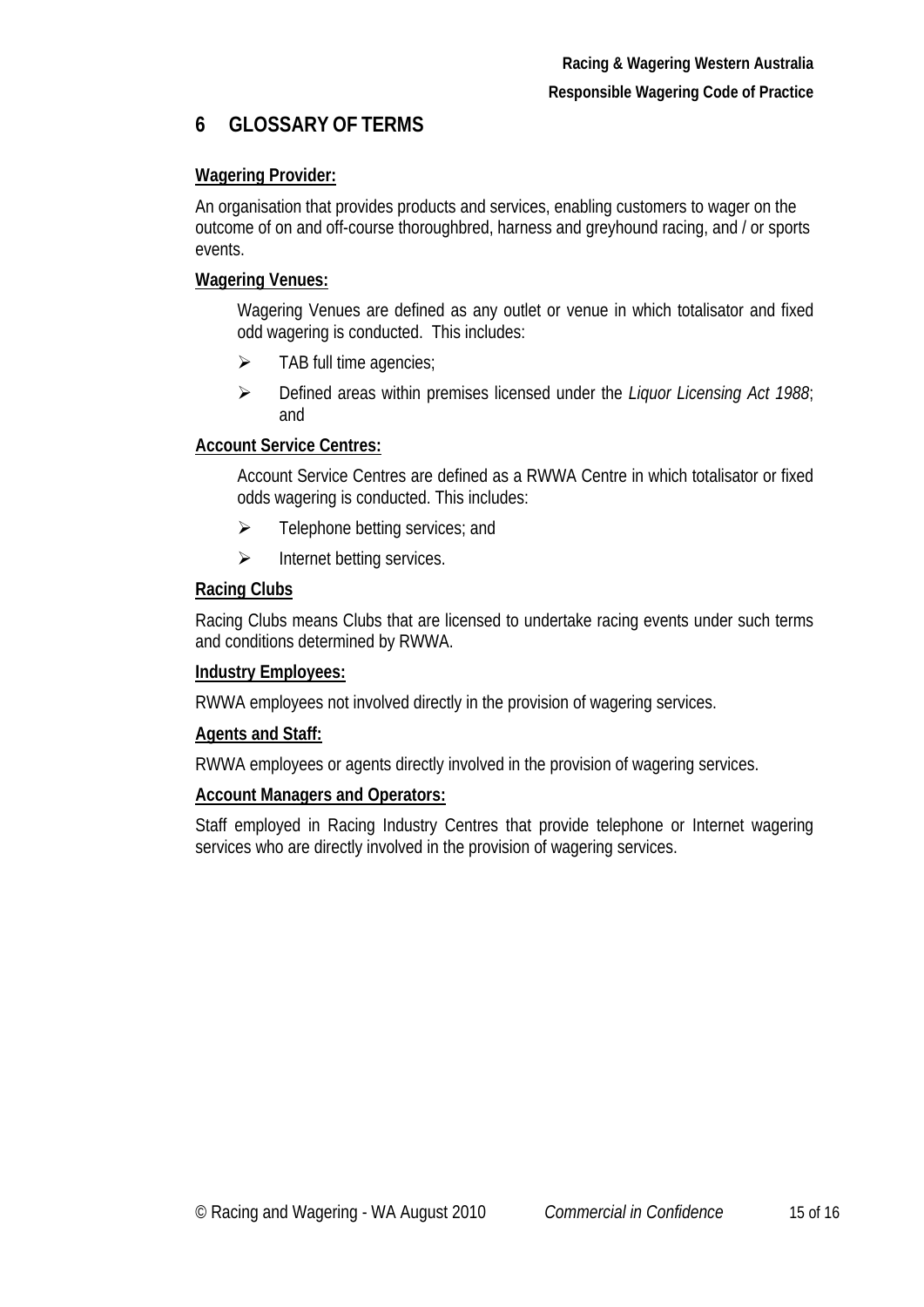# 6 GLOSSARY OF TERMS

**Wagering Provider:**

An organisation that provides products and services, enabling customers to wager on the outcome of on and off-course thoroughbred, harness and greyhound racing, and / or sports events.

**Wagering Venues:**

Wagering Venues are defined as any outlet or venue in which totalisator and fixed odd wagering is conducted. This includes:

- TAB full time agencies;
- Defined areas within premises licensed under the *Liquor Licensing Act 1988*; and

**Account Service Centres:**

Account Service Centres are defined as a RWWA Centre in which totalisator or fixed odds wagering is conducted. This includes:

- Telephone betting services; and
- Internet betting services.

**Racing Clubs**

Racing Clubs means Clubs that are licensed to undertake racing events under such terms and conditions determined by RWWA.

**Industry Employees:**

RWWA employees not involved directly in the provision of wagering services.

**Agents and Staff:**

RWWA employees or agents directly involved in the provision of wagering services.

**Account Managers and Operators:**

Staff employed in Racing Industry Centres that provide telephone or Internet wagering services who are directly involved in the provision of wagering services.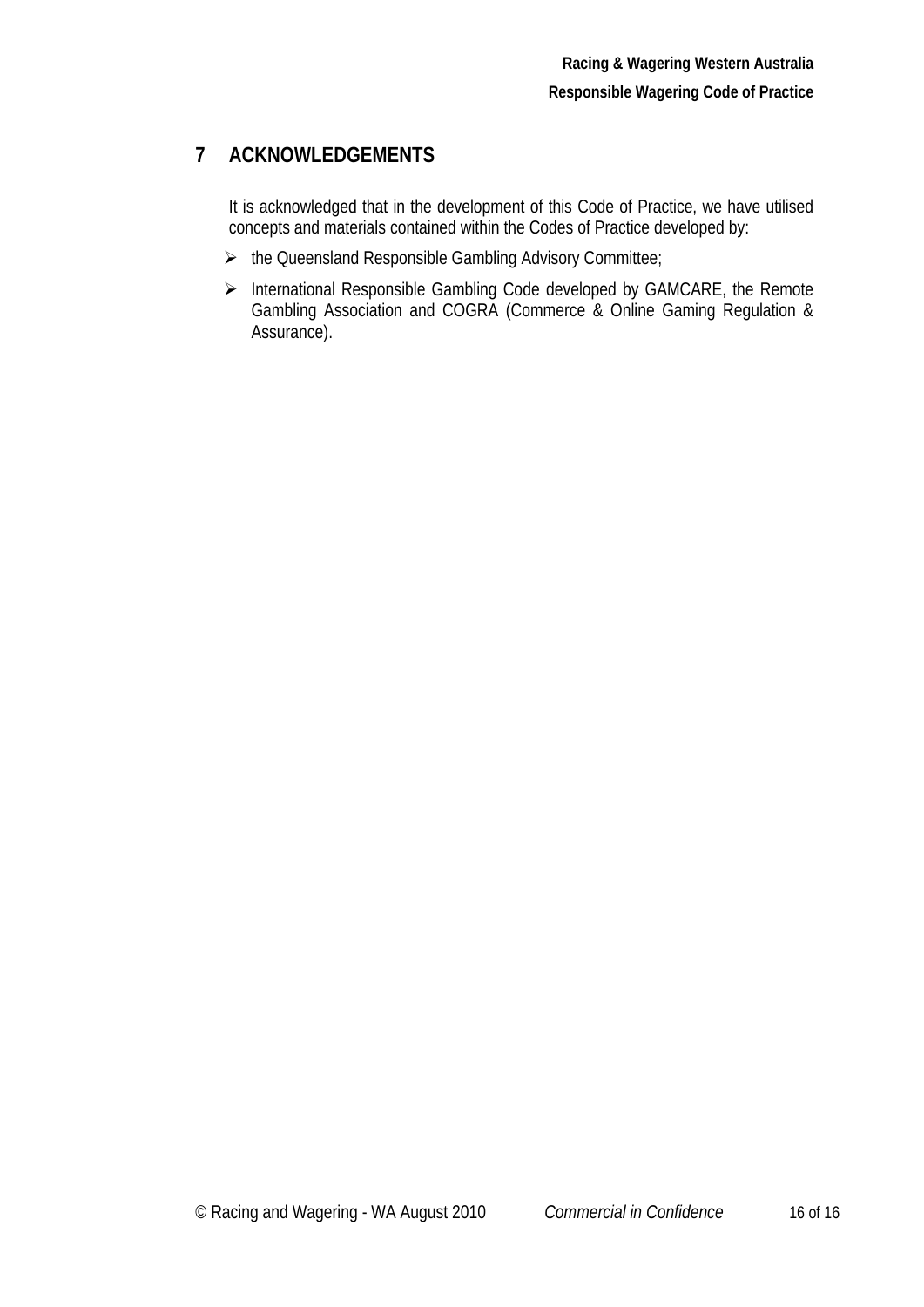## 7 ACKNOWLEDGEMENTS

It is acknowledged that in the development of this Code of Practice, we have utilised concepts and materials contained within the Codes of Practice developed by:

- the Queensland Responsible Gambling Advisory Committee;
- International Responsible Gambling Code developed by GAMCARE, the Remote Gambling Association and COGRA (Commerce & Online Gaming Regulation & Assurance).